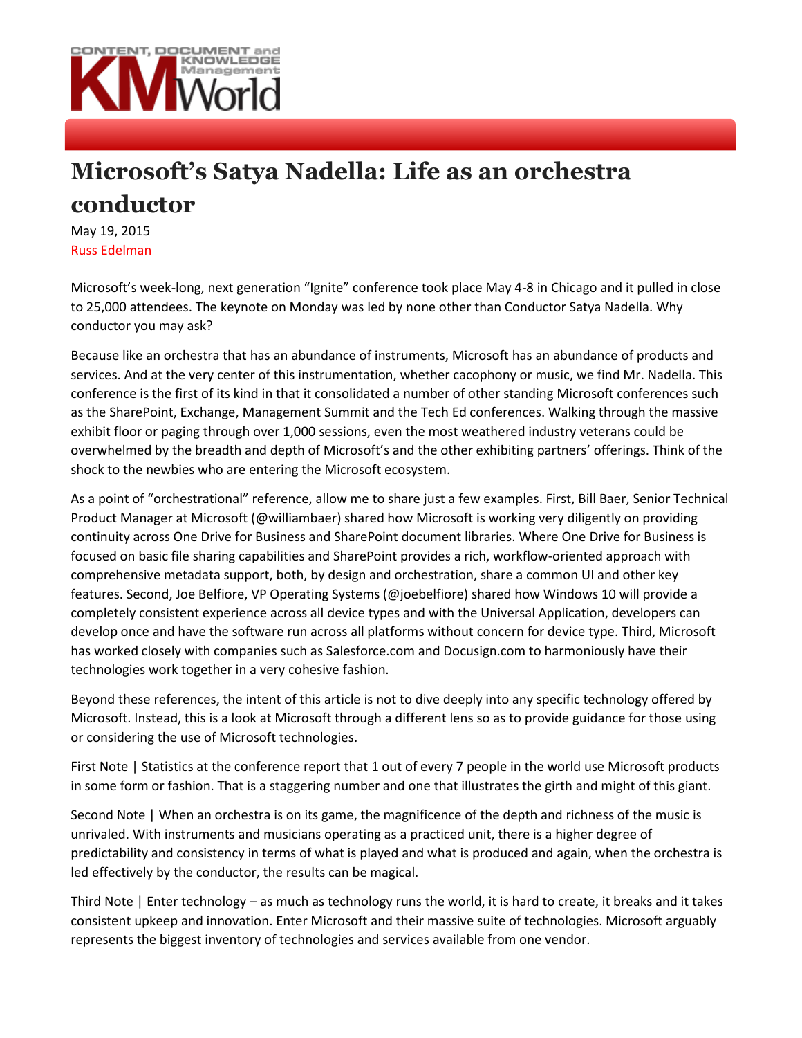# Microsoft's Satya Nadella: Life as an orchestra conductor

May 19, 2015

Russ Edelman

Microsoft's week-long, next generation "Ignite" conference took place May 4-8 in Chicago and it pulled in close to 25,000 attendees. The keynote on Monday was led by none other than Conductor Satya Nadella. Why conductor you may ask?

Because like an orchestra that has an abundance of instruments, Microsoft has an abundance of products and services. And at the very center of this instrumentation, whether cacophony or music, we find Mr. Nadella. This conference is the first of its kind in that it consolidated a number of other standing Microsoft conferences such as the SharePoint, Exchange, Management Summit and the Tech Ed conferences. Walking through the massive exhibit floor or paging through over 1,000 sessions, even the most weathered industry veterans could be overwhelmed by the breadth and depth of Microsoft's and the other exhibiting partners' offerings. Think of the shock to the newbies who are entering the Microsoft ecosystem.

As a point of "orchestrational" reference, allow me to share just a few examples. First, Bill Baer, Senior Technical Product Manager at Microsoft (@williambaer) shared how Microsoft is working very diligently on providing continuity across One Drive for Business and SharePoint document libraries. Where One Drive for Business is focused on basic file sharing capabilities and SharePoint provides a rich, workflow-oriented approach with comprehensive metadata support, both, by design and orchestration, share a common UI and other key features. Second, Joe Belfiore, VP Operating Systems (@joebelfiore) shared how Windows 10 will provide a completely consistent experience across all device types and with the Universal Application, developers can develop once and have the software run across all platforms without concern for device type. Third, Microsoft has worked closely with companies such as Salesforce.com and Docusign.com to harmoniously have their technologies work together in a very cohesive fashion.

Beyond these references, the intent of this article is not to dive deeply into any specific technology offered by Microsoft. Instead, this is a look at Microsoft through a different lens so as to provide guidance for those using or considering the use of Microsoft technologies.

First Note | Statistics at the conference report that 1 out of every 7 people in the world use Microsoft products in some form or fashion. That is a staggering number and one that illustrates the girth and might of this giant.

Second Note | When an orchestra is on its game, the magnificence of the depth and richness of the music is unrivaled. With instruments and musicians operating as a practiced unit, there is a higher degree of predictability and consistency in terms of what is played and what is produced and again, when the orchestra is led effectively by the conductor, the results can be magical.

Third Note | Enter technology – as much as technology runs the world, it is hard to create, it breaks and it takes consistent upkeep and innovation. Enter Microsoft and their massive suite of technologies. Microsoft arguably represents the biggest inventory of technologies and services available from one vendor.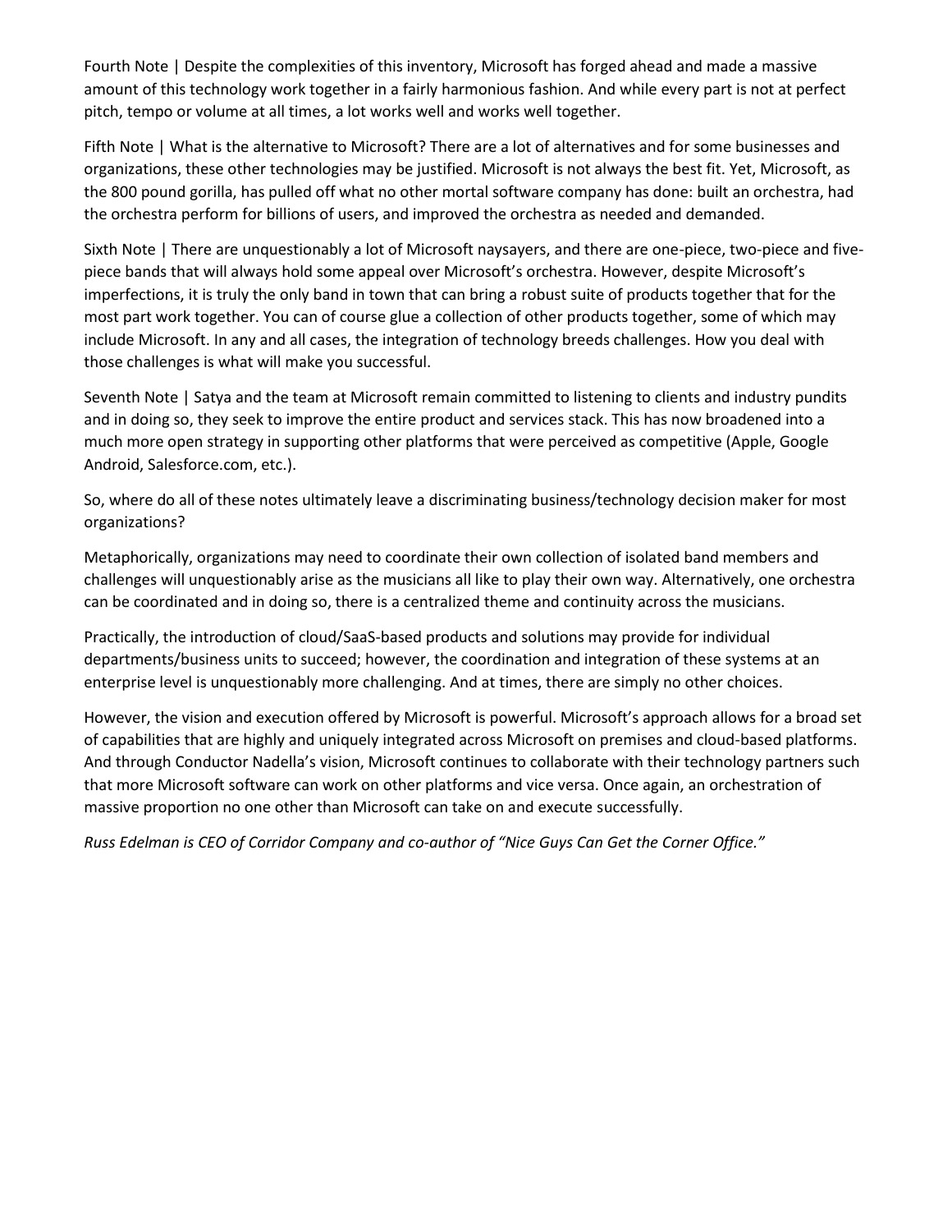Fourth Note | Despite the complexities of this inventory, Microsoft has forged ahead and made a massive amount of this technology work together in a fairly harmonious fashion. And while every part is not at perfect pitch, tempo or volume at all times, a lot works well and works well together.

Fifth Note | What is the alternative to Microsoft? There are a lot of alternatives and for some businesses and organizations, these other technologies may be justified. Microsoft is not always the best fit. Yet, Microsoft, as the 800 pound gorilla, has pulled off what no other mortal software company has done: built an orchestra, had the orchestra perform for billions of users, and improved the orchestra as needed and demanded.

Sixth Note | There are unquestionably a lot of Microsoft naysayers, and there are one-piece, two-piece and five-piece bands that will always hold some appeal over Microsoft's orchestra. However, despite Microsoft's imperfections, it is truly the only band in town that can bring a robust suite of products together that for the most part work together. You can of course glue a collection of other products together, some of which may include Microsoft. In any and all cases, the integration of technology breeds challenges. How you deal with those challenges is what will make you successful.

Seventh Note | Satya and the team at Microsoft remain committed to listening to clients and industry pundits and in doing so, they seek to improve the entire product and services stack. This has now broadened into a much more open strategy in supporting other platforms that were perceived as competitive (Apple, Google Android, Salesforce.com, etc.).

So, where do all of these notes ultimately leave a discriminating business/technology decision maker for most organizations?

Metaphorically, organizations may need to coordinate their own collection of isolated band members and challenges will unquestionably arise as the musicians all like to play their own way. Alternatively, one orchestra can be coordinated and in doing so, there is a centralized theme and continuity across the musicians.

Practically, the introduction of cloud/SaaS-based products and solutions may provide for individual departments/business units to succeed; however, the coordination and integration of these systems at an enterprise level is unquestionably more challenging. And at times, there are simply no other choices.

However, the vision and execution offered by Microsoft is powerful. Microsoft's approach allows for a broad set of capabilities that are highly and uniquely integrated across Microsoft on premises and cloud-based platforms. And through Conductor Nadella's vision, Microsoft continues to collaborate with their technology partners such that more Microsoft software can work on other platforms and vice versa. Once again, an orchestration of massive proportion no one other than Microsoft can take on and execute successfully.

*Russ Edelman is CEO of Corridor Company and co-author of "Nice Guys Can Get the Corner Office."*